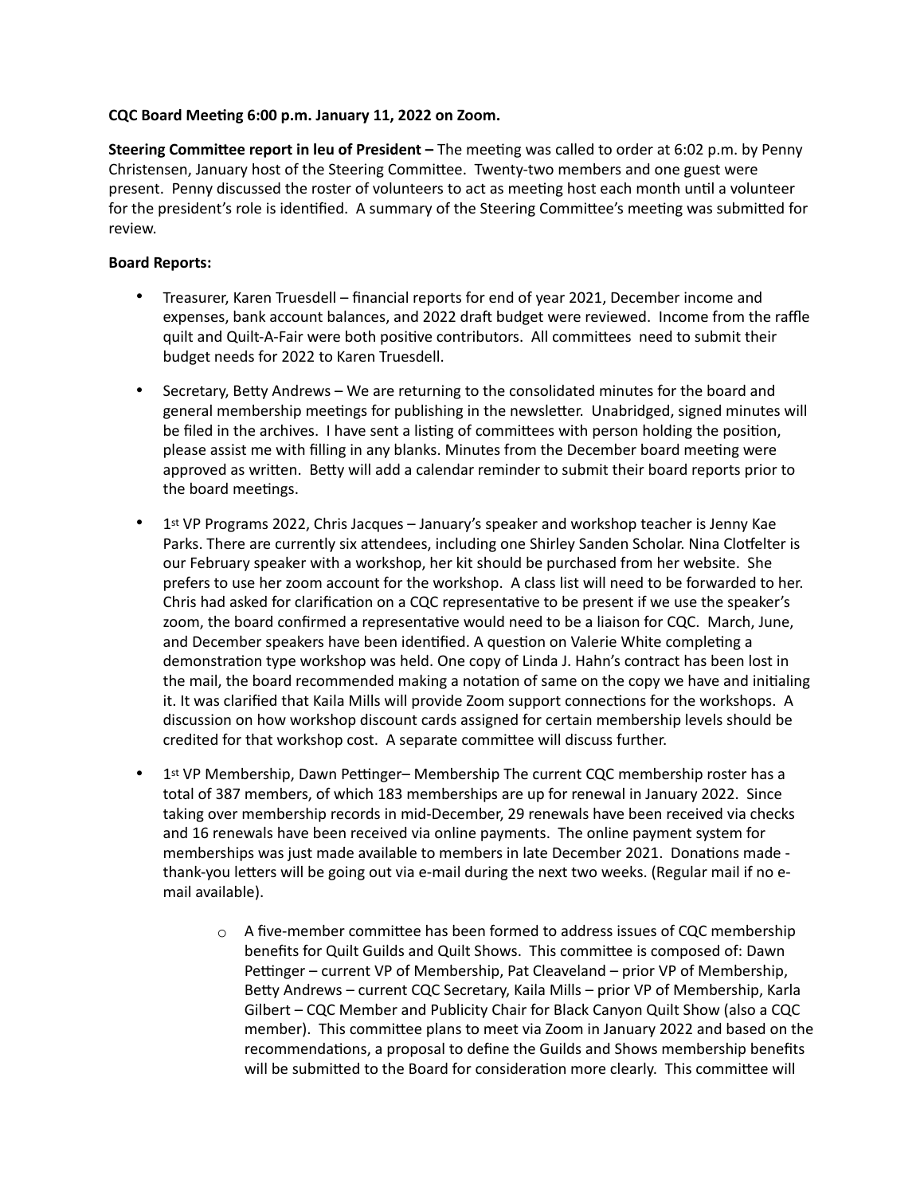**CQC Board Meeting 6:00 p.m. January 11, 2022 on Zoom.**

**Steering Committee report in lieu of President –** The meeting was called to order at 6:02 p.m. by Penny Christensen, January host of the Steering Committee. Twenty-two members and one guest were present. Penny discussed the roster of volunteers to act as meeting host each month until a volunteer for the president's role is identified. A summary of the Steering Committee's meeting was submitted for review.

**Board Reports:**

- Treasurer, Karen Truesdell – financial reports for end of year 2021, December income and expenses, bank account balances, and 2022 draft budget were reviewed. Income from the raffle quilt and Quilt-A-Fair were both positive contributors. All committees need to submit their budget needs for 2022 to Karen Truesdell.

- Secretary, Betty Andrews – We are returning to the consolidated minutes for the board and general membership meetings for publishing in the newsletter. Unabridged, signed minutes will be filed in the archives. I have sent a listing of committees with person holding the position, please assist me with filling in any blanks. Minutes from the December board meeting were approved as written. Betty will add a calendar reminder to submit their board reports prior to the board meetings.

- 1st VP Programs 2022, Chris Jacques – January's speaker and workshop teacher is Jenny Kae Parks. There are currently six attendees, including one Shirley Sanden Scholar. Nina Clotfelter is our February speaker with a workshop, her kit should be purchased from her website. She prefers to use her zoom account for the workshop. A class list will need to be forwarded to her. Chris had asked for clarification on a CQC representative to be present if we use the speaker's zoom, the board confirmed a representative would need to be a liaison for CQC. March, June, and December speakers have been identified. A question on Valerie White completing a demonstration type workshop was held. One copy of Linda J. Hahn's contract has been lost in the mail, the board recommended making a notation of same on the copy we have and initialing it. It was clarified that Kaila Mills will provide Zoom support connections for the workshops. A discussion on how workshop discount cards assigned for certain membership levels should be credited for that workshop cost. A separate committee will discuss further.

- 1st VP Membership, Dawn Pettinger– Membership The current CQC membership roster has a total of 387 members, of which 183 memberships are up for renewal in January 2022. Since taking over membership records in mid-December, 29 renewals have been received via checks and 16 renewals have been received via online payments. The online payment system for memberships was just made available to members in late December 2021. Donations made - thank-you letters will be going out via e-mail during the next two weeks. (Regular mail if no e-mail available).

  - A five-member committee has been formed to address issues of CQC membership benefits for Quilt Guilds and Quilt Shows. This committee is composed of: Dawn Pettinger – current VP of Membership, Pat Cleaveland – prior VP of Membership, Betty Andrews – current CQC Secretary, Kaila Mills – prior VP of Membership, Karla Gilbert – CQC Member and Publicity Chair for Black Canyon Quilt Show (also a CQC member). This committee plans to meet via Zoom in January 2022 and based on the recommendations, a proposal to define the Guilds and Shows membership benefits will be submitted to the Board for consideration more clearly. This committee will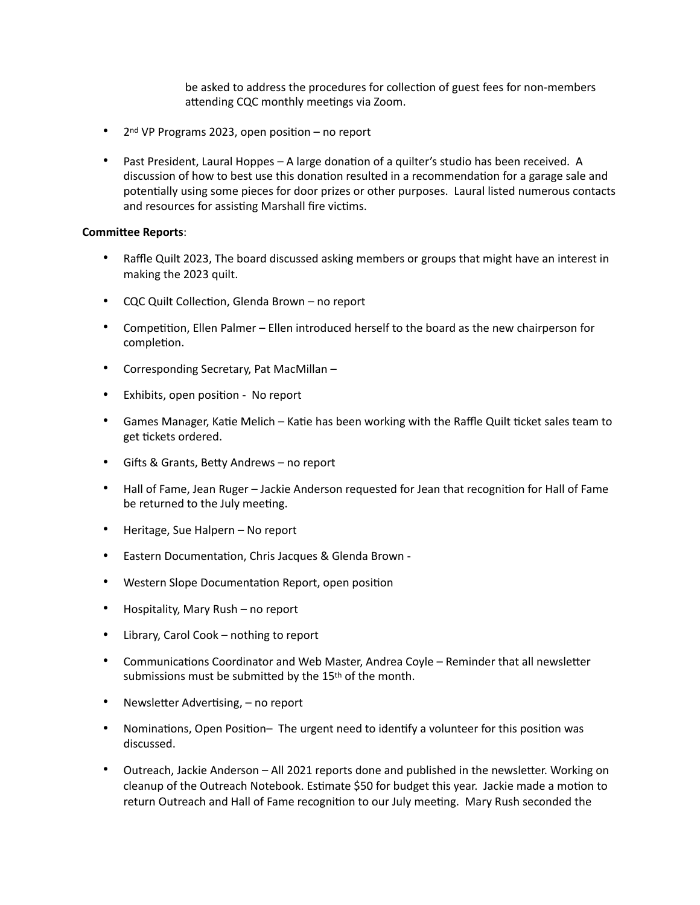be asked to address the procedures for collection of guest fees for non-members attending CQC monthly meetings via Zoom.

- 2nd VP Programs 2023, open position – no report

- Past President, Laural Hoppes – A large donation of a quilter's studio has been received. A discussion of how to best use this donation resulted in a recommendation for a garage sale and potentially using some pieces for door prizes or other purposes. Laural listed numerous contacts and resources for assisting Marshall fire victims.

**Committee Reports**:

- Raffle Quilt 2023, The board discussed asking members or groups that might have an interest in making the 2023 quilt.

- CQC Quilt Collection, Glenda Brown – no report

- Competition, Ellen Palmer – Ellen introduced herself to the board as the new chairperson for completion.

- Corresponding Secretary, Pat MacMillan –

- Exhibits, open position - No report

- Games Manager, Katie Melich – Katie has been working with the Raffle Quilt ticket sales team to get tickets ordered.

- Gifts & Grants, Betty Andrews – no report

- Hall of Fame, Jean Ruger – Jackie Anderson requested for Jean that recognition for Hall of Fame be returned to the July meeting.

- Heritage, Sue Halpern – No report

- Eastern Documentation, Chris Jacques & Glenda Brown -

- Western Slope Documentation Report, open position

- Hospitality, Mary Rush – no report

- Library, Carol Cook – nothing to report

- Communications Coordinator and Web Master, Andrea Coyle – Reminder that all newsletter submissions must be submitted by the 15th of the month.

- Newsletter Advertising, – no report

- Nominations, Open Position– The urgent need to identify a volunteer for this position was discussed.

- Outreach, Jackie Anderson – All 2021 reports done and published in the newsletter. Working on cleanup of the Outreach Notebook. Estimate $50 for budget this year. Jackie made a motion to return Outreach and Hall of Fame recognition to our July meeting. Mary Rush seconded the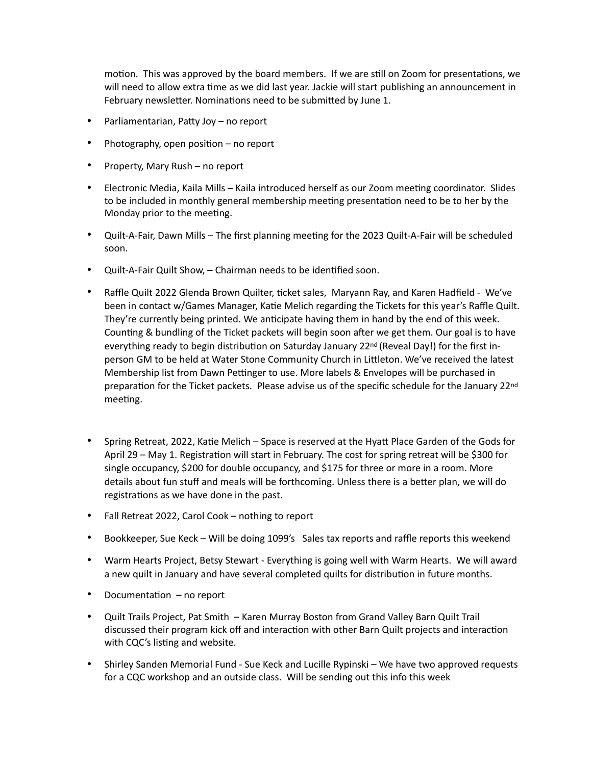motion. This was approved by the board members. If we are still on Zoom for presentations, we will need to allow extra time as we did last year. Jackie will start publishing an announcement in February newsletter. Nominations need to be submitted by June 1.

- Parliamentarian, Patty Joy – no report
- Photography, open position – no report
- Property, Mary Rush – no report
- Electronic Media, Kaila Mills – Kaila introduced herself as our Zoom meeting coordinator. Slides to be included in monthly general membership meeting presentation need to be to her by the Monday prior to the meeting.
- Quilt-A-Fair, Dawn Mills – The first planning meeting for the 2023 Quilt-A-Fair will be scheduled soon.
- Quilt-A-Fair Quilt Show, – Chairman needs to be identified soon.
- Raffle Quilt 2022 Glenda Brown Quilter, ticket sales, Maryann Ray, and Karen Hadfield - We've been in contact w/Games Manager, Katie Melich regarding the Tickets for this year's Raffle Quilt. They're currently being printed. We anticipate having them in hand by the end of this week. Counting & bundling of the Ticket packets will begin soon after we get them. Our goal is to have everything ready to begin distribution on Saturday January 22nd (Reveal Day!) for the first in-person GM to be held at Water Stone Community Church in Littleton. We've received the latest Membership list from Dawn Pettinger to use. More labels & Envelopes will be purchased in preparation for the Ticket packets. Please advise us of the specific schedule for the January 22nd meeting.

- Spring Retreat, 2022, Katie Melich – Space is reserved at the Hyatt Place Garden of the Gods for April 29 – May 1. Registration will start in February. The cost for spring retreat will be $300 for single occupancy, $200 for double occupancy, and $175 for three or more in a room. More details about fun stuff and meals will be forthcoming. Unless there is a better plan, we will do registrations as we have done in the past.
- Fall Retreat 2022, Carol Cook – nothing to report
- Bookkeeper, Sue Keck – Will be doing 1099's Sales tax reports and raffle reports this weekend
- Warm Hearts Project, Betsy Stewart - Everything is going well with Warm Hearts. We will award a new quilt in January and have several completed quilts for distribution in future months.
- Documentation – no report
- Quilt Trails Project, Pat Smith – Karen Murray Boston from Grand Valley Barn Quilt Trail discussed their program kick off and interaction with other Barn Quilt projects and interaction with CQC's listing and website.
- Shirley Sanden Memorial Fund - Sue Keck and Lucille Rypinski – We have two approved requests for a CQC workshop and an outside class. Will be sending out this info this week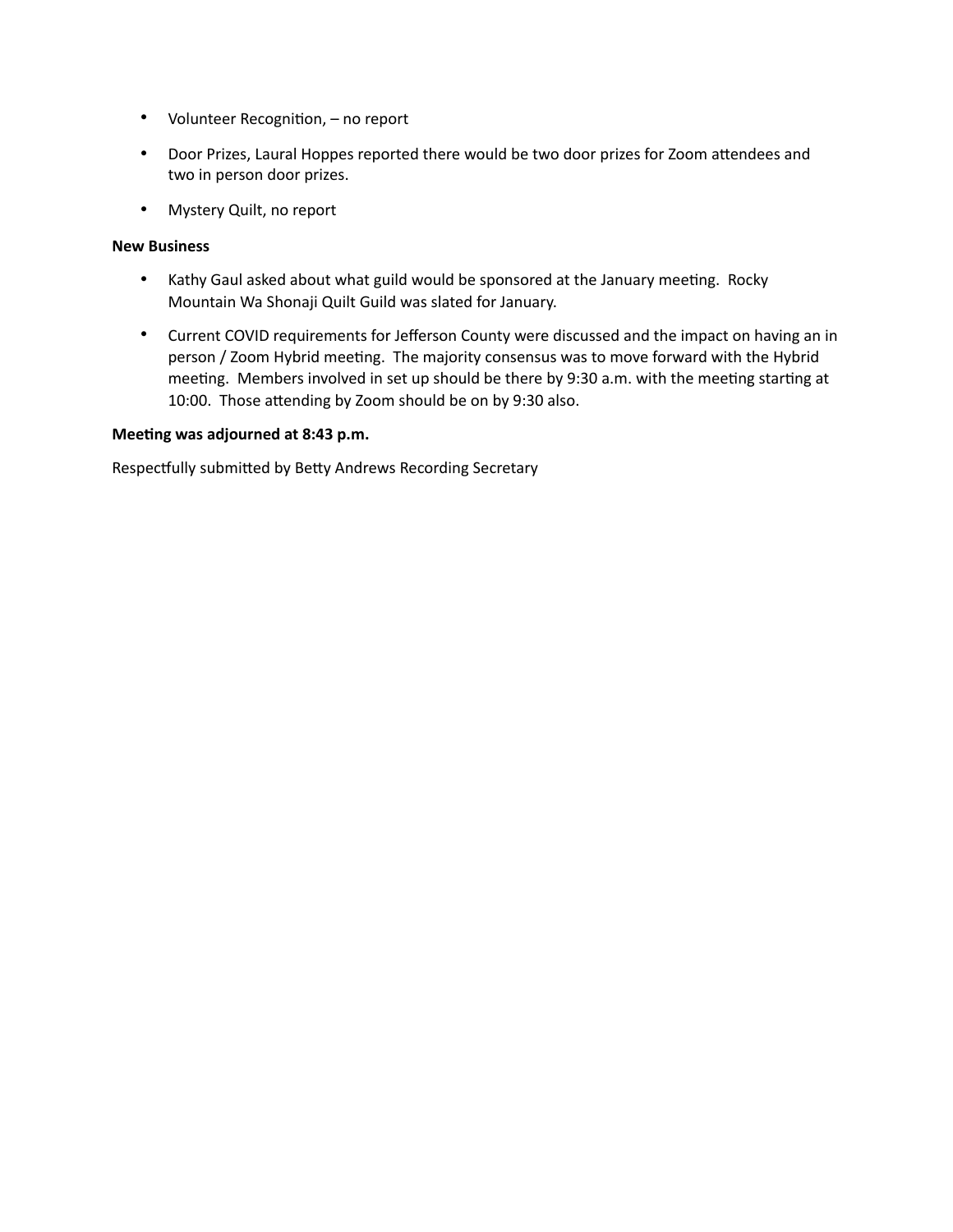- Volunteer Recognition, – no report
- Door Prizes, Laural Hoppes reported there would be two door prizes for Zoom attendees and two in person door prizes.
- Mystery Quilt, no report

**New Business**

- Kathy Gaul asked about what guild would be sponsored at the January meeting. Rocky Mountain Wa Shonaji Quilt Guild was slated for January.
- Current COVID requirements for Jefferson County were discussed and the impact on having an in person / Zoom Hybrid meeting. The majority consensus was to move forward with the Hybrid meeting. Members involved in set up should be there by 9:30 a.m. with the meeting starting at 10:00. Those attending by Zoom should be on by 9:30 also.

**Meeting was adjourned at 8:43 p.m.**

Respectfully submitted by Betty Andrews Recording Secretary